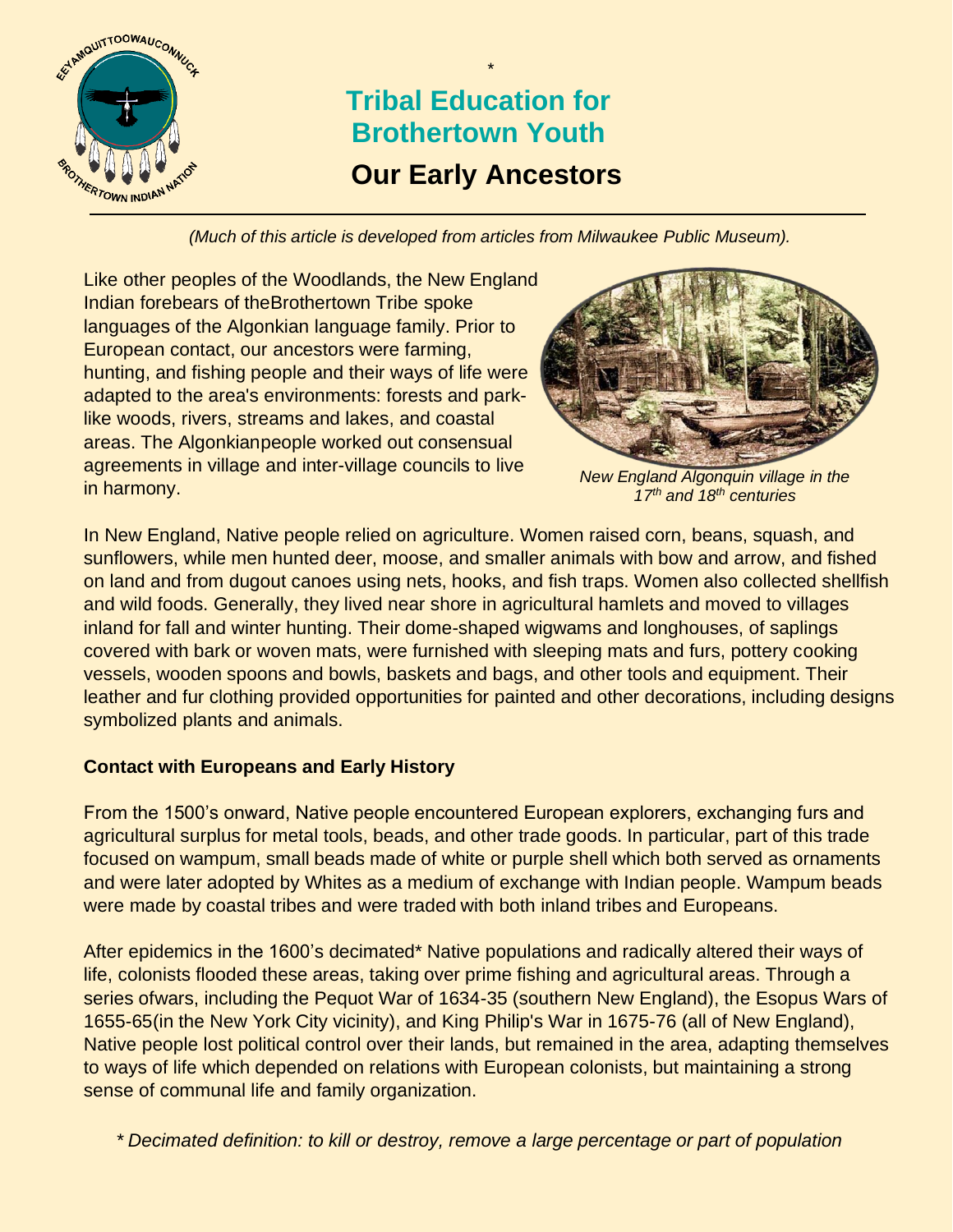\*

# Tribal Education for Brothertown Youth

## Our Early Ancestors

*(Much of this article is developed from articles from Milwaukee Public Museum).*

Like other peoples of the Woodlands, the New England Indian forebears of theBrothertown Tribe spoke languages of the Algonkian language family. Prior to European contact, our ancestors were farming, hunting, and fishing people and their ways of life were adapted to the area's environments: forests and park-like woods, rivers, streams and lakes, and coastal areas. The Algonkianpeople worked out consensual agreements in village and inter-village councils to live in harmony.

*New England Algonquin village in the 17th and 18th centuries*

In New England, Native people relied on agriculture. Women raised corn, beans, squash, and sunflowers, while men hunted deer, moose, and smaller animals with bow and arrow, and fished on land and from dugout canoes using nets, hooks, and fish traps. Women also collected shellfish and wild foods. Generally, they lived near shore in agricultural hamlets and moved to villages inland for fall and winter hunting. Their dome-shaped wigwams and longhouses, of saplings covered with bark or woven mats, were furnished with sleeping mats and furs, pottery cooking vessels, wooden spoons and bowls, baskets and bags, and other tools and equipment. Their leather and fur clothing provided opportunities for painted and other decorations, including designs symbolized plants and animals.

### Contact with Europeans and Early History

From the 1500's onward, Native people encountered European explorers, exchanging furs and agricultural surplus for metal tools, beads, and other trade goods. In particular, part of this trade focused on wampum, small beads made of white or purple shell which both served as ornaments and were later adopted by Whites as a medium of exchange with Indian people. Wampum beads were made by coastal tribes and were traded with both inland tribes and Europeans.

After epidemics in the 1600's decimated* Native populations and radically altered their ways of life, colonists flooded these areas, taking over prime fishing and agricultural areas. Through a series ofwars, including the Pequot War of 1634-35 (southern New England), the Esopus Wars of 1655-65(in the New York City vicinity), and King Philip's War in 1675-76 (all of New England), Native people lost political control over their lands, but remained in the area, adapting themselves to ways of life which depended on relations with European colonists, but maintaining a strong sense of communal life and family organization.

*\* Decimated definition: to kill or destroy, remove a large percentage or part of population*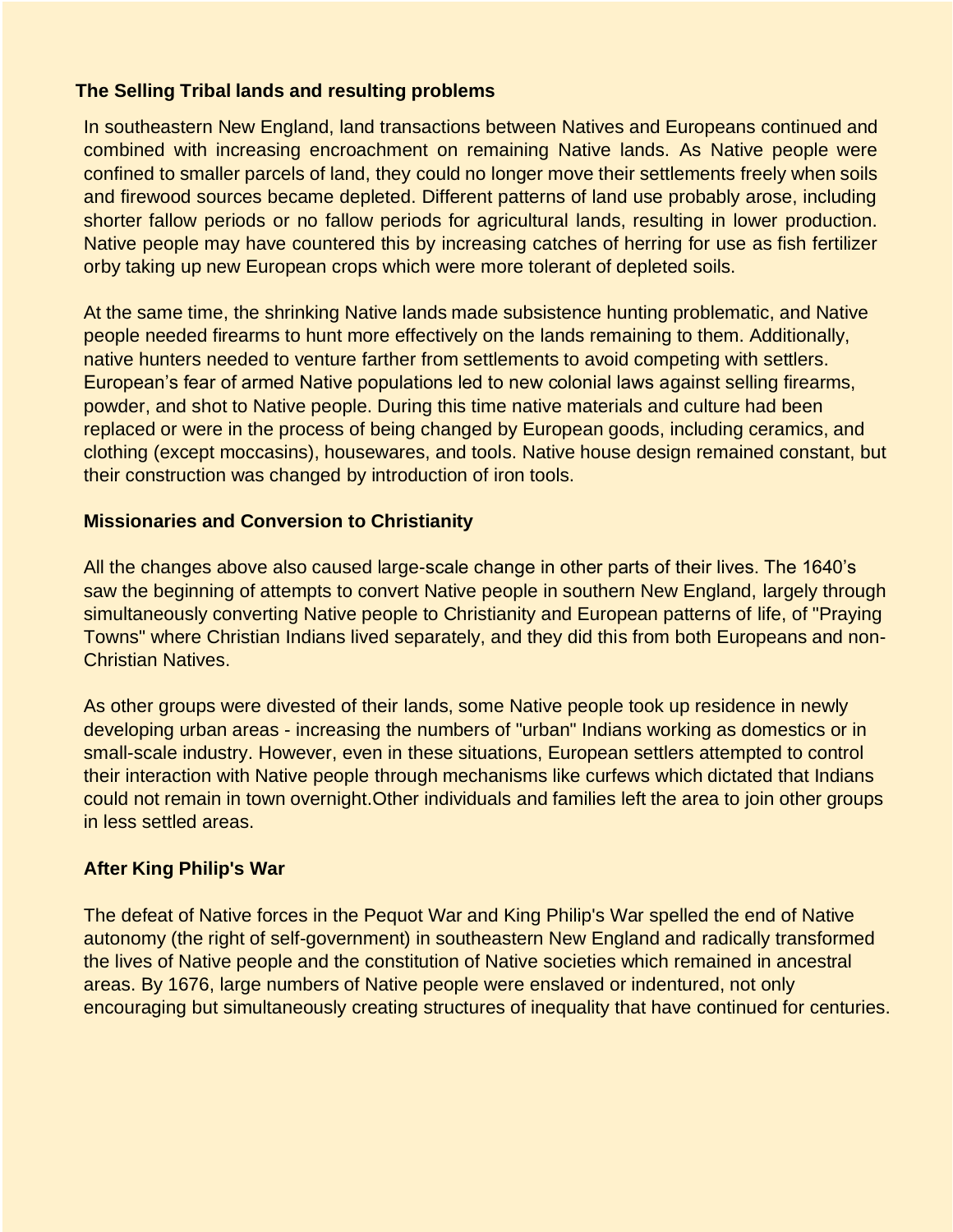## The Selling Tribal lands and resulting problems

In southeastern New England, land transactions between Natives and Europeans continued and combined with increasing encroachment on remaining Native lands. As Native people were confined to smaller parcels of land, they could no longer move their settlements freely when soils and firewood sources became depleted. Different patterns of land use probably arose, including shorter fallow periods or no fallow periods for agricultural lands, resulting in lower production. Native people may have countered this by increasing catches of herring for use as fish fertilizer orby taking up new European crops which were more tolerant of depleted soils.

At the same time, the shrinking Native lands made subsistence hunting problematic, and Native people needed firearms to hunt more effectively on the lands remaining to them. Additionally, native hunters needed to venture farther from settlements to avoid competing with settlers. European's fear of armed Native populations led to new colonial laws against selling firearms, powder, and shot to Native people. During this time native materials and culture had been replaced or were in the process of being changed by European goods, including ceramics, and clothing (except moccasins), housewares, and tools. Native house design remained constant, but their construction was changed by introduction of iron tools.

## Missionaries and Conversion to Christianity

All the changes above also caused large-scale change in other parts of their lives. The 1640's saw the beginning of attempts to convert Native people in southern New England, largely through simultaneously converting Native people to Christianity and European patterns of life, of "Praying Towns" where Christian Indians lived separately, and they did this from both Europeans and non-Christian Natives.

As other groups were divested of their lands, some Native people took up residence in newly developing urban areas - increasing the numbers of "urban" Indians working as domestics or in small-scale industry. However, even in these situations, European settlers attempted to control their interaction with Native people through mechanisms like curfews which dictated that Indians could not remain in town overnight.Other individuals and families left the area to join other groups in less settled areas.

## After King Philip's War

The defeat of Native forces in the Pequot War and King Philip's War spelled the end of Native autonomy (the right of self-government) in southeastern New England and radically transformed the lives of Native people and the constitution of Native societies which remained in ancestral areas. By 1676, large numbers of Native people were enslaved or indentured, not only encouraging but simultaneously creating structures of inequality that have continued for centuries.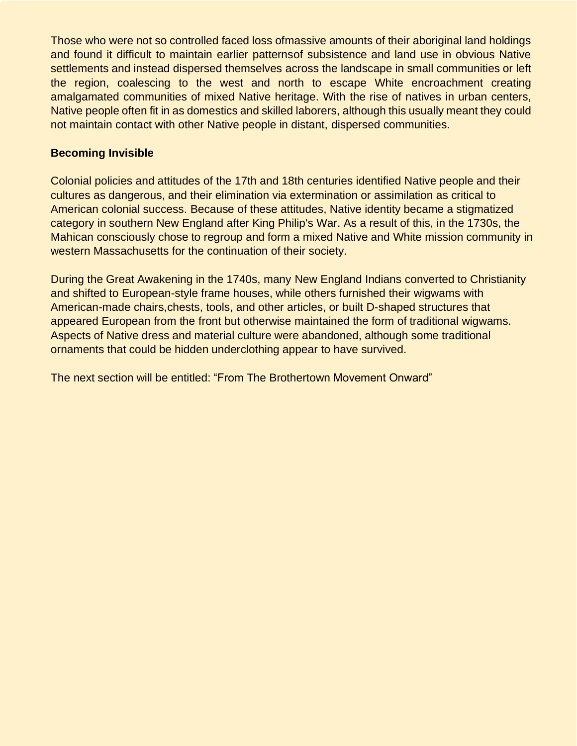Those who were not so controlled faced loss ofmassive amounts of their aboriginal land holdings and found it difficult to maintain earlier patternsof subsistence and land use in obvious Native settlements and instead dispersed themselves across the landscape in small communities or left the region, coalescing to the west and north to escape White encroachment creating amalgamated communities of mixed Native heritage. With the rise of natives in urban centers, Native people often fit in as domestics and skilled laborers, although this usually meant they could not maintain contact with other Native people in distant, dispersed communities.

**Becoming Invisible**

Colonial policies and attitudes of the 17th and 18th centuries identified Native people and their cultures as dangerous, and their elimination via extermination or assimilation as critical to American colonial success. Because of these attitudes, Native identity became a stigmatized category in southern New England after King Philip's War. As a result of this, in the 1730s, the Mahican consciously chose to regroup and form a mixed Native and White mission community in western Massachusetts for the continuation of their society.

During the Great Awakening in the 1740s, many New England Indians converted to Christianity and shifted to European-style frame houses, while others furnished their wigwams with American-made chairs,chests, tools, and other articles, or built D-shaped structures that appeared European from the front but otherwise maintained the form of traditional wigwams. Aspects of Native dress and material culture were abandoned, although some traditional ornaments that could be hidden underclothing appear to have survived.

The next section will be entitled: "From The Brothertown Movement Onward"